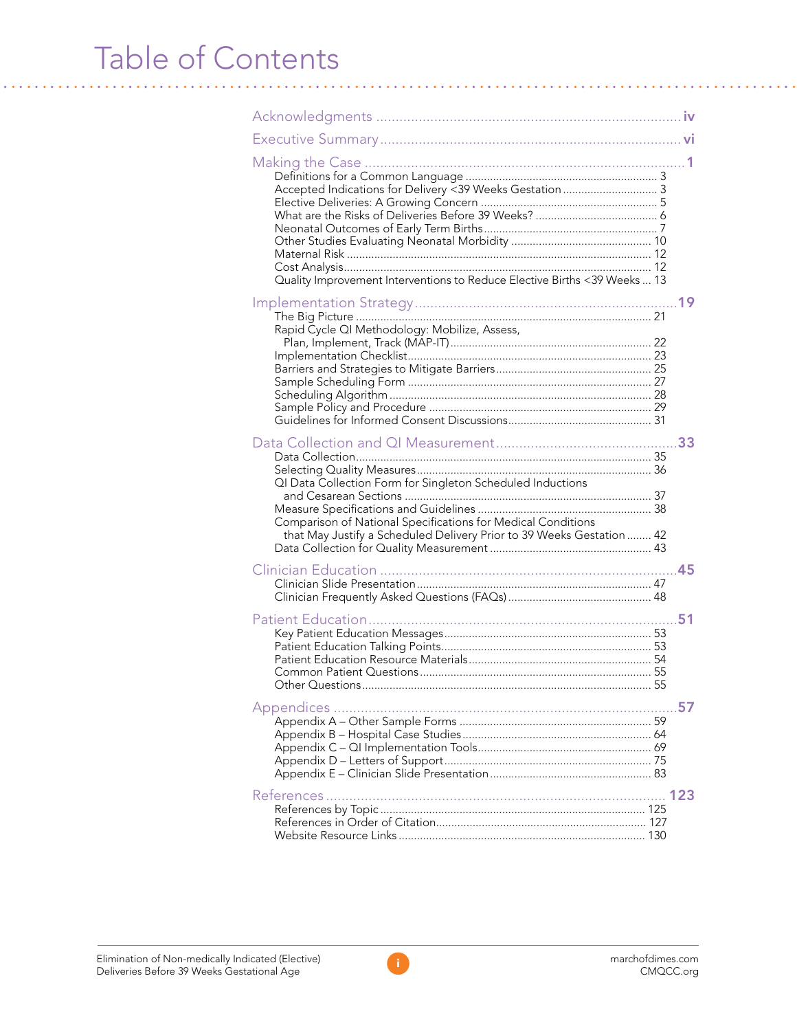# Table of Contents

- Acknowledgments ... iv
- Executive Summary ... vi
- Making the Case ... 1
  - Definitions for a Common Language ... 3
  - Accepted Indications for Delivery <39 Weeks Gestation ... 3
  - Elective Deliveries: A Growing Concern ... 5
  - What are the Risks of Deliveries Before 39 Weeks? ... 6
  - Neonatal Outcomes of Early Term Births ... 7
  - Other Studies Evaluating Neonatal Morbidity ... 10
  - Maternal Risk ... 12
  - Cost Analysis ... 12
  - Quality Improvement Interventions to Reduce Elective Births <39 Weeks ... 13
- Implementation Strategy ... 19
  - The Big Picture ... 21
  - Rapid Cycle QI Methodology: Mobilize, Assess, Plan, Implement, Track (MAP-IT) ... 22
  - Implementation Checklist ... 23
  - Barriers and Strategies to Mitigate Barriers ... 25
  - Sample Scheduling Form ... 27
  - Scheduling Algorithm ... 28
  - Sample Policy and Procedure ... 29
  - Guidelines for Informed Consent Discussions ... 31
- Data Collection and QI Measurement ... 33
  - Data Collection ... 35
  - Selecting Quality Measures ... 36
  - QI Data Collection Form for Singleton Scheduled Inductions and Cesarean Sections ... 37
  - Measure Specifications and Guidelines ... 38
  - Comparison of National Specifications for Medical Conditions that May Justify a Scheduled Delivery Prior to 39 Weeks Gestation ... 42
  - Data Collection for Quality Measurement ... 43
- Clinician Education ... 45
  - Clinician Slide Presentation ... 47
  - Clinician Frequently Asked Questions (FAQs) ... 48
- Patient Education ... 51
  - Key Patient Education Messages ... 53
  - Patient Education Talking Points ... 53
  - Patient Education Resource Materials ... 54
  - Common Patient Questions ... 55
  - Other Questions ... 55
- Appendices ... 57
  - Appendix A – Other Sample Forms ... 59
  - Appendix B – Hospital Case Studies ... 64
  - Appendix C – QI Implementation Tools ... 69
  - Appendix D – Letters of Support ... 75
  - Appendix E – Clinician Slide Presentation ... 83
- References ... 123
  - References by Topic ... 125
  - References in Order of Citation ... 127
  - Website Resource Links ... 130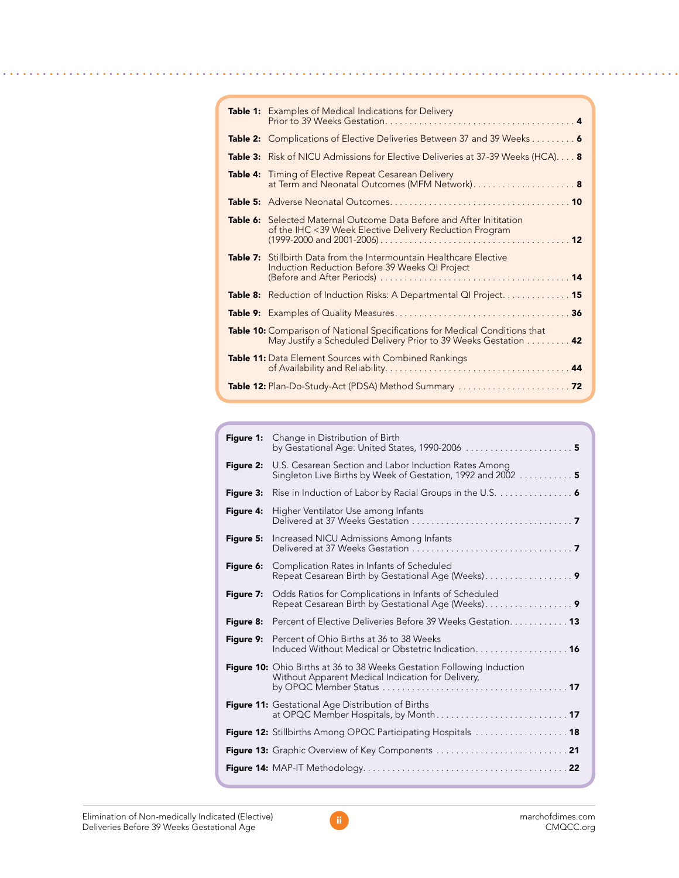**Table 1:** Examples of Medical Indications for Delivery Prior to 39 Weeks Gestation . . . . . **4**

**Table 2:** Complications of Elective Deliveries Between 37 and 39 Weeks . . . . . **6**

**Table 3:** Risk of NICU Admissions for Elective Deliveries at 37-39 Weeks (HCA) . . . . . **8**

**Table 4:** Timing of Elective Repeat Cesarean Delivery at Term and Neonatal Outcomes (MFM Network) . . . . . **8**

**Table 5:** Adverse Neonatal Outcomes . . . . . **10**

**Table 6:** Selected Maternal Outcome Data Before and After Inititation of the IHC <39 Week Elective Delivery Reduction Program (1999-2000 and 2001-2006) . . . . . **12**

**Table 7:** Stillbirth Data from the Intermountain Healthcare Elective Induction Reduction Before 39 Weeks QI Project (Before and After Periods) . . . . . **14**

**Table 8:** Reduction of Induction Risks: A Departmental QI Project . . . . . **15**

**Table 9:** Examples of Quality Measures . . . . . **36**

**Table 10:** Comparison of National Specifications for Medical Conditions that May Justify a Scheduled Delivery Prior to 39 Weeks Gestation . . . . . **42**

**Table 11:** Data Element Sources with Combined Rankings of Availability and Reliability . . . . . **44**

**Table 12:** Plan-Do-Study-Act (PDSA) Method Summary . . . . . **72**

**Figure 1:** Change in Distribution of Birth by Gestational Age: United States, 1990-2006 . . . . . **5**

**Figure 2:** U.S. Cesarean Section and Labor Induction Rates Among Singleton Live Births by Week of Gestation, 1992 and 2002 . . . . . **5**

**Figure 3:** Rise in Induction of Labor by Racial Groups in the U.S. . . . . . **6**

**Figure 4:** Higher Ventilator Use among Infants Delivered at 37 Weeks Gestation . . . . . **7**

**Figure 5:** Increased NICU Admissions Among Infants Delivered at 37 Weeks Gestation . . . . . **7**

**Figure 6:** Complication Rates in Infants of Scheduled Repeat Cesarean Birth by Gestational Age (Weeks) . . . . . **9**

**Figure 7:** Odds Ratios for Complications in Infants of Scheduled Repeat Cesarean Birth by Gestational Age (Weeks) . . . . . **9**

**Figure 8:** Percent of Elective Deliveries Before 39 Weeks Gestation . . . . . **13**

**Figure 9:** Percent of Ohio Births at 36 to 38 Weeks Induced Without Medical or Obstetric Indication . . . . . **16**

**Figure 10:** Ohio Births at 36 to 38 Weeks Gestation Following Induction Without Apparent Medical Indication for Delivery, by OPQC Member Status . . . . . **17**

**Figure 11:** Gestational Age Distribution of Births at OPQC Member Hospitals, by Month . . . . . **17**

**Figure 12:** Stillbirths Among OPQC Participating Hospitals . . . . . **18**

**Figure 13:** Graphic Overview of Key Components . . . . . **21**

**Figure 14:** MAP-IT Methodology . . . . . **22**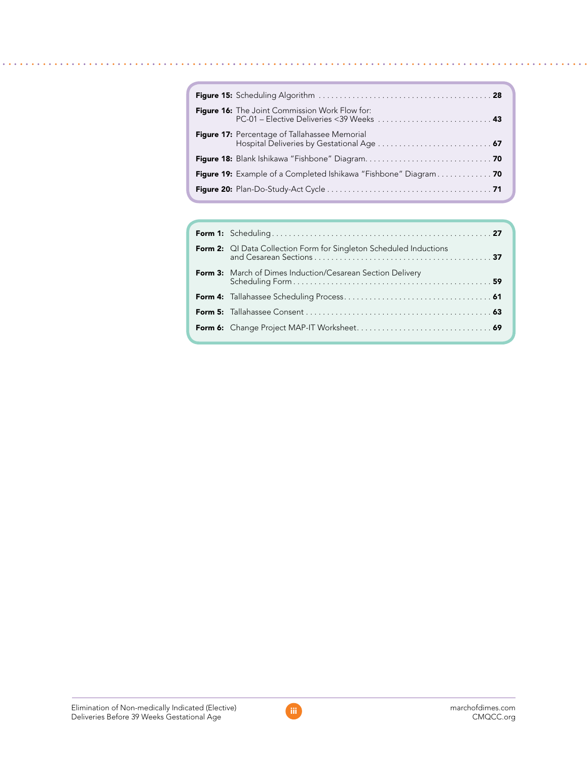| | | |
|---|---|---|
| **Figure 15:** | Scheduling Algorithm | **28** |
| **Figure 16:** | The Joint Commission Work Flow for: PC-01 – Elective Deliveries <39 Weeks | **43** |
| **Figure 17:** | Percentage of Tallahassee Memorial Hospital Deliveries by Gestational Age | **67** |
| **Figure 18:** | Blank Ishikawa "Fishbone" Diagram | **70** |
| **Figure 19:** | Example of a Completed Ishikawa "Fishbone" Diagram | **70** |
| **Figure 20:** | Plan-Do-Study-Act Cycle | **71** |

| | | |
|---|---|---|
| **Form 1:** | Scheduling | **27** |
| **Form 2:** | QI Data Collection Form for Singleton Scheduled Inductions and Cesarean Sections | **37** |
| **Form 3:** | March of Dimes Induction/Cesarean Section Delivery Scheduling Form | **59** |
| **Form 4:** | Tallahassee Scheduling Process | **61** |
| **Form 5:** | Tallahassee Consent | **63** |
| **Form 6:** | Change Project MAP-IT Worksheet | **69** |